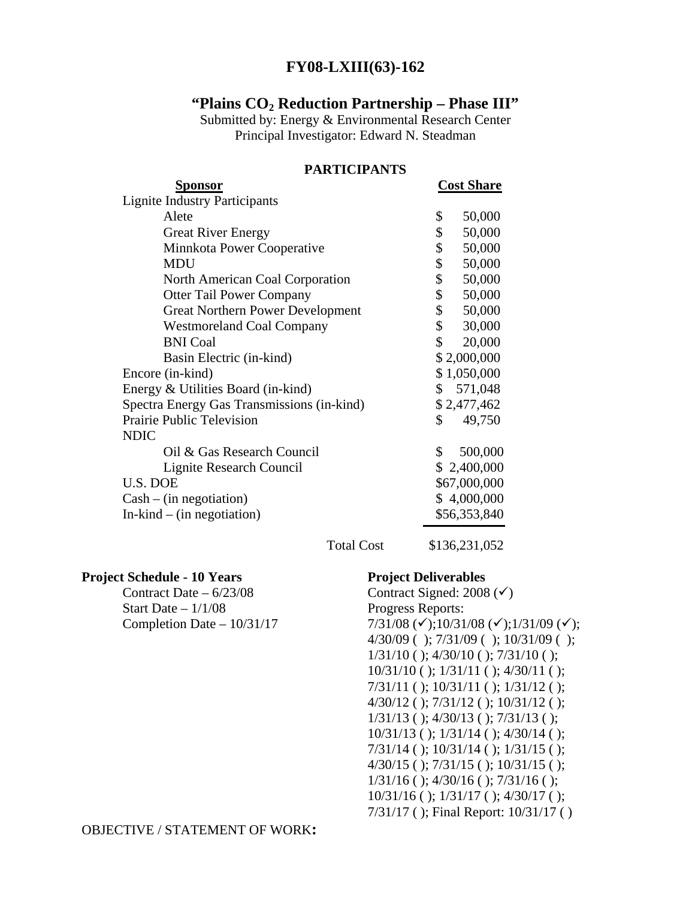# FY08-LXIII(63)-162

## "Plains $CO_2$ Reduction Partnership – Phase III"

Submitted by: Energy & Environmental Research Center
Principal Investigator: Edward N. Steadman

### PARTICIPANTS

| Sponsor | Cost Share |
|---|---|
| Lignite Industry Participants | |
| Alete | $ 50,000 |
| Great River Energy | $ 50,000 |
| Minnkota Power Cooperative | $ 50,000 |
| MDU | $ 50,000 |
| North American Coal Corporation | $ 50,000 |
| Otter Tail Power Company | $ 50,000 |
| Great Northern Power Development | $ 50,000 |
| Westmoreland Coal Company | $ 30,000 |
| BNI Coal | $ 20,000 |
| Basin Electric (in-kind) | $ 2,000,000 |
| Encore (in-kind) | $ 1,050,000 |
| Energy & Utilities Board (in-kind) | $ 571,048 |
| Spectra Energy Gas Transmissions (in-kind) | $ 2,477,462 |
| Prairie Public Television | $ 49,750 |
| NDIC | |
| Oil & Gas Research Council | $ 500,000 |
| Lignite Research Council | $ 2,400,000 |
| U.S. DOE | $67,000,000 |
| Cash – (in negotiation) | $ 4,000,000 |
| In-kind – (in negotiation) | $56,353,840 |
| Total Cost | $136,231,052 |

**Project Schedule - 10 Years**

Contract Date – 6/23/08
Start Date – 1/1/08
Completion Date – 10/31/17

**Project Deliverables**

Contract Signed: 2008 (✓)
Progress Reports:
7/31/08 (✓);10/31/08 (✓);1/31/09 (✓);
4/30/09 ( ); 7/31/09 ( ); 10/31/09 ( );
1/31/10 ( ); 4/30/10 ( ); 7/31/10 ( );
10/31/10 ( ); 1/31/11 ( ); 4/30/11 ( );
7/31/11 ( ); 10/31/11 ( ); 1/31/12 ( );
4/30/12 ( ); 7/31/12 ( ); 10/31/12 ( );
1/31/13 ( ); 4/30/13 ( ); 7/31/13 ( );
10/31/13 ( ); 1/31/14 ( ); 4/30/14 ( );
7/31/14 ( ); 10/31/14 ( ); 1/31/15 ( );
4/30/15 ( ); 7/31/15 ( ); 10/31/15 ( );
1/31/16 ( ); 4/30/16 ( ); 7/31/16 ( );
10/31/16 ( ); 1/31/17 ( ); 4/30/17 ( );
7/31/17 ( ); Final Report: 10/31/17 ( )

OBJECTIVE / STATEMENT OF WORK**:**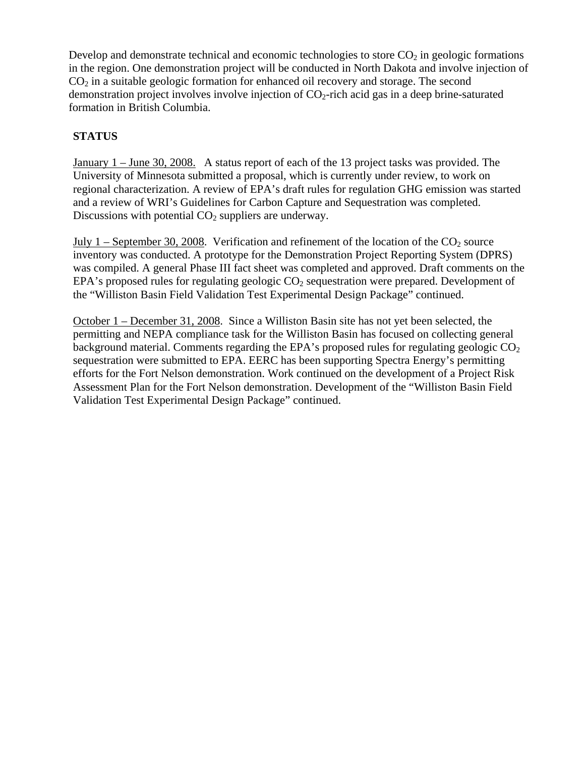Develop and demonstrate technical and economic technologies to store $CO_2$ in geologic formations in the region. One demonstration project will be conducted in North Dakota and involve injection of $CO_2$ in a suitable geologic formation for enhanced oil recovery and storage. The second demonstration project involves involve injection of $CO_2$-rich acid gas in a deep brine-saturated formation in British Columbia.

**STATUS**

January 1 – June 30, 2008. A status report of each of the 13 project tasks was provided. The University of Minnesota submitted a proposal, which is currently under review, to work on regional characterization. A review of EPA's draft rules for regulation GHG emission was started and a review of WRI's Guidelines for Carbon Capture and Sequestration was completed. Discussions with potential $CO_2$ suppliers are underway.

July 1 – September 30, 2008. Verification and refinement of the location of the $CO_2$ source inventory was conducted. A prototype for the Demonstration Project Reporting System (DPRS) was compiled. A general Phase III fact sheet was completed and approved. Draft comments on the EPA's proposed rules for regulating geologic $CO_2$ sequestration were prepared. Development of the "Williston Basin Field Validation Test Experimental Design Package" continued.

October 1 – December 31, 2008. Since a Williston Basin site has not yet been selected, the permitting and NEPA compliance task for the Williston Basin has focused on collecting general background material. Comments regarding the EPA's proposed rules for regulating geologic $CO_2$ sequestration were submitted to EPA. EERC has been supporting Spectra Energy's permitting efforts for the Fort Nelson demonstration. Work continued on the development of a Project Risk Assessment Plan for the Fort Nelson demonstration. Development of the "Williston Basin Field Validation Test Experimental Design Package" continued.